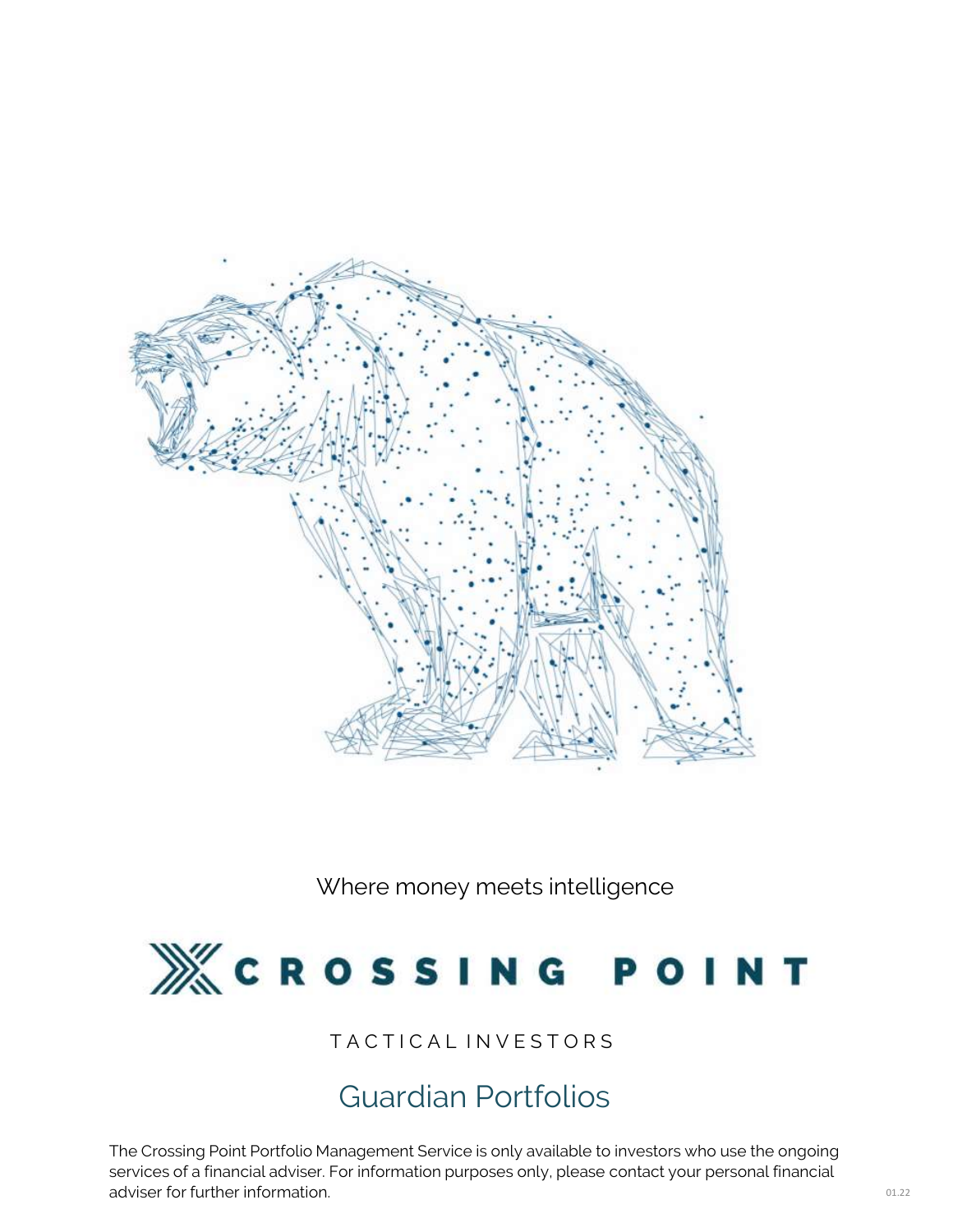Where money meets intelligence

# CROSSING POINT

TACTICAL INVESTORS

## Guardian Portfolios

The Crossing Point Portfolio Management Service is only available to investors who use the ongoing services of a financial adviser. For information purposes only, please contact your personal financial adviser for further information.

01.22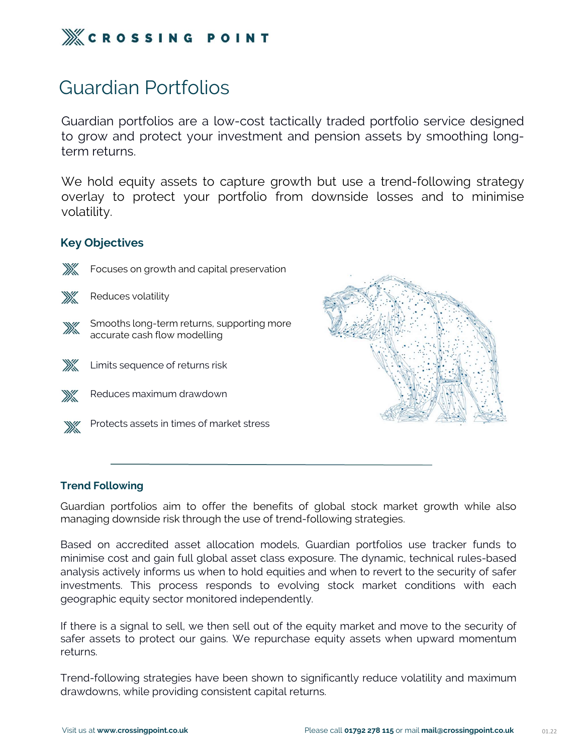# Guardian Portfolios

Guardian portfolios are a low-cost tactically traded portfolio service designed to grow and protect your investment and pension assets by smoothing long-term returns.

We hold equity assets to capture growth but use a trend-following strategy overlay to protect your portfolio from downside losses and to minimise volatility.

## Key Objectives

- Focuses on growth and capital preservation
- Reduces volatility
- Smooths long-term returns, supporting more accurate cash flow modelling
- Limits sequence of returns risk
- Reduces maximum drawdown
- Protects assets in times of market stress

## Trend Following

Guardian portfolios aim to offer the benefits of global stock market growth while also managing downside risk through the use of trend-following strategies.

Based on accredited asset allocation models, Guardian portfolios use tracker funds to minimise cost and gain full global asset class exposure. The dynamic, technical rules-based analysis actively informs us when to hold equities and when to revert to the security of safer investments. This process responds to evolving stock market conditions with each geographic equity sector monitored independently.

If there is a signal to sell, we then sell out of the equity market and move to the security of safer assets to protect our gains. We repurchase equity assets when upward momentum returns.

Trend-following strategies have been shown to significantly reduce volatility and maximum drawdowns, while providing consistent capital returns.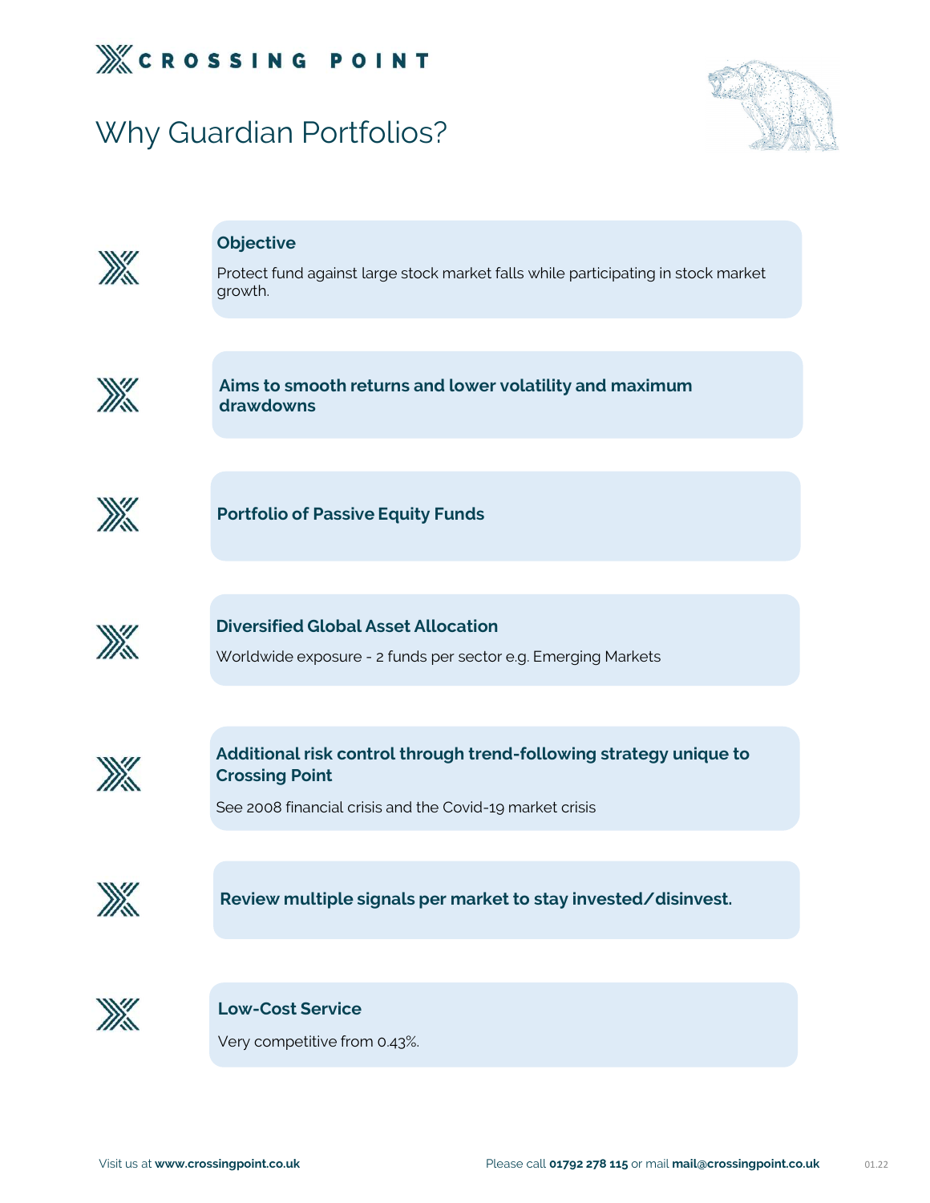# Why Guardian Portfolios?

**Objective**

Protect fund against large stock market falls while participating in stock market growth.

**Aims to smooth returns and lower volatility and maximum drawdowns**

**Portfolio of Passive Equity Funds**

**Diversified Global Asset Allocation**

Worldwide exposure - 2 funds per sector e.g. Emerging Markets

**Additional risk control through trend-following strategy unique to Crossing Point**

See 2008 financial crisis and the Covid-19 market crisis

**Review multiple signals per market to stay invested/disinvest.**

**Low-Cost Service**

Very competitive from 0.43%.

Visit us at **www.crossingpoint.co.uk** Please call **01792 278 115** or mail **mail@crossingpoint.co.uk**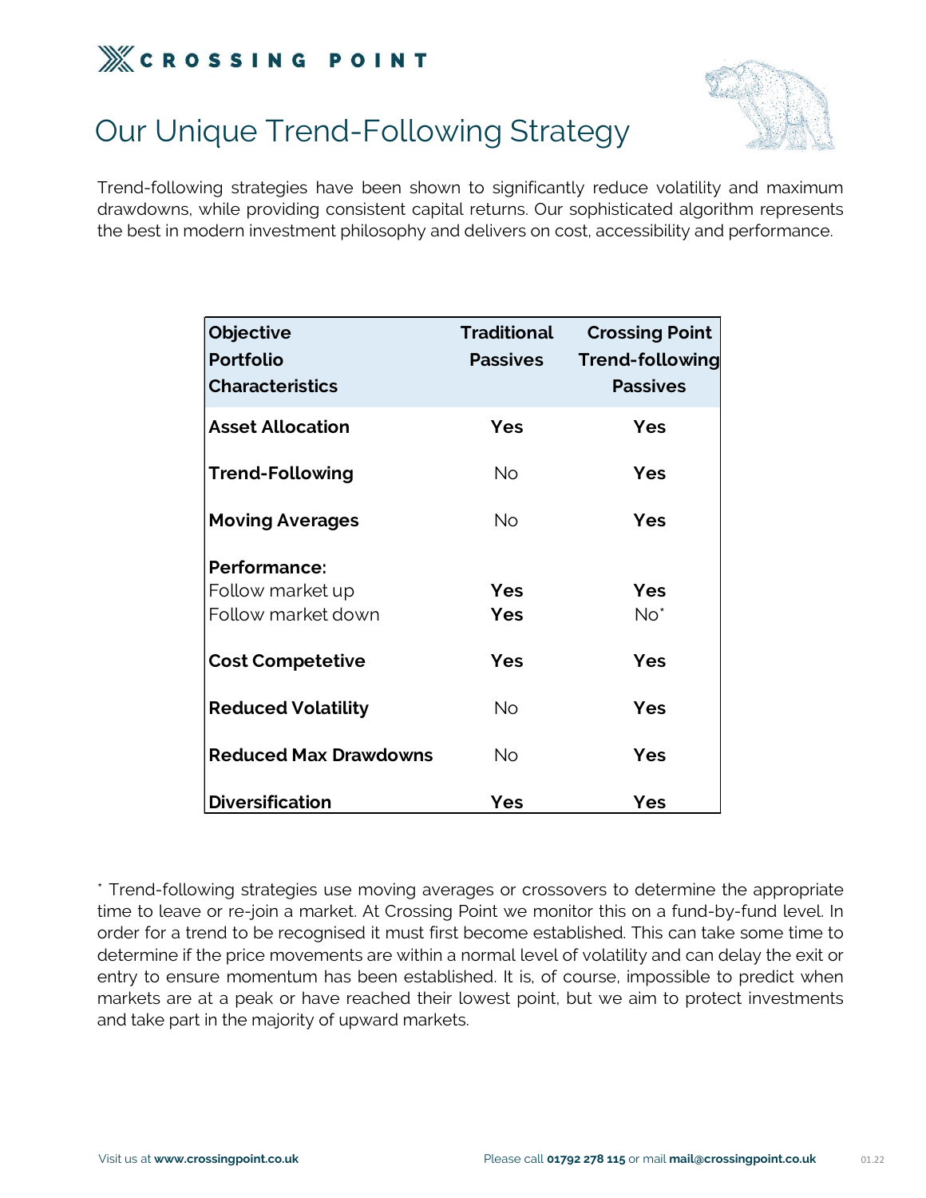# Our Unique Trend-Following Strategy

Trend-following strategies have been shown to significantly reduce volatility and maximum drawdowns, while providing consistent capital returns. Our sophisticated algorithm represents the best in modern investment philosophy and delivers on cost, accessibility and performance.

| Objective Portfolio Characteristics | Traditional Passives | Crossing Point Trend-following Passives |
|---|---|---|
| **Asset Allocation** | **Yes** | **Yes** |
| **Trend-Following** | No | **Yes** |
| **Moving Averages** | No | **Yes** |
| **Performance:** | | |
| Follow market up | **Yes** | **Yes** |
| Follow market down | **Yes** | No* |
| **Cost Competetive** | **Yes** | **Yes** |
| **Reduced Volatility** | No | **Yes** |
| **Reduced Max Drawdowns** | No | **Yes** |
| **Diversification** | **Yes** | **Yes** |

* Trend-following strategies use moving averages or crossovers to determine the appropriate time to leave or re-join a market. At Crossing Point we monitor this on a fund-by-fund level. In order for a trend to be recognised it must first become established. This can take some time to determine if the price movements are within a normal level of volatility and can delay the exit or entry to ensure momentum has been established. It is, of course, impossible to predict when markets are at a peak or have reached their lowest point, but we aim to protect investments and take part in the majority of upward markets.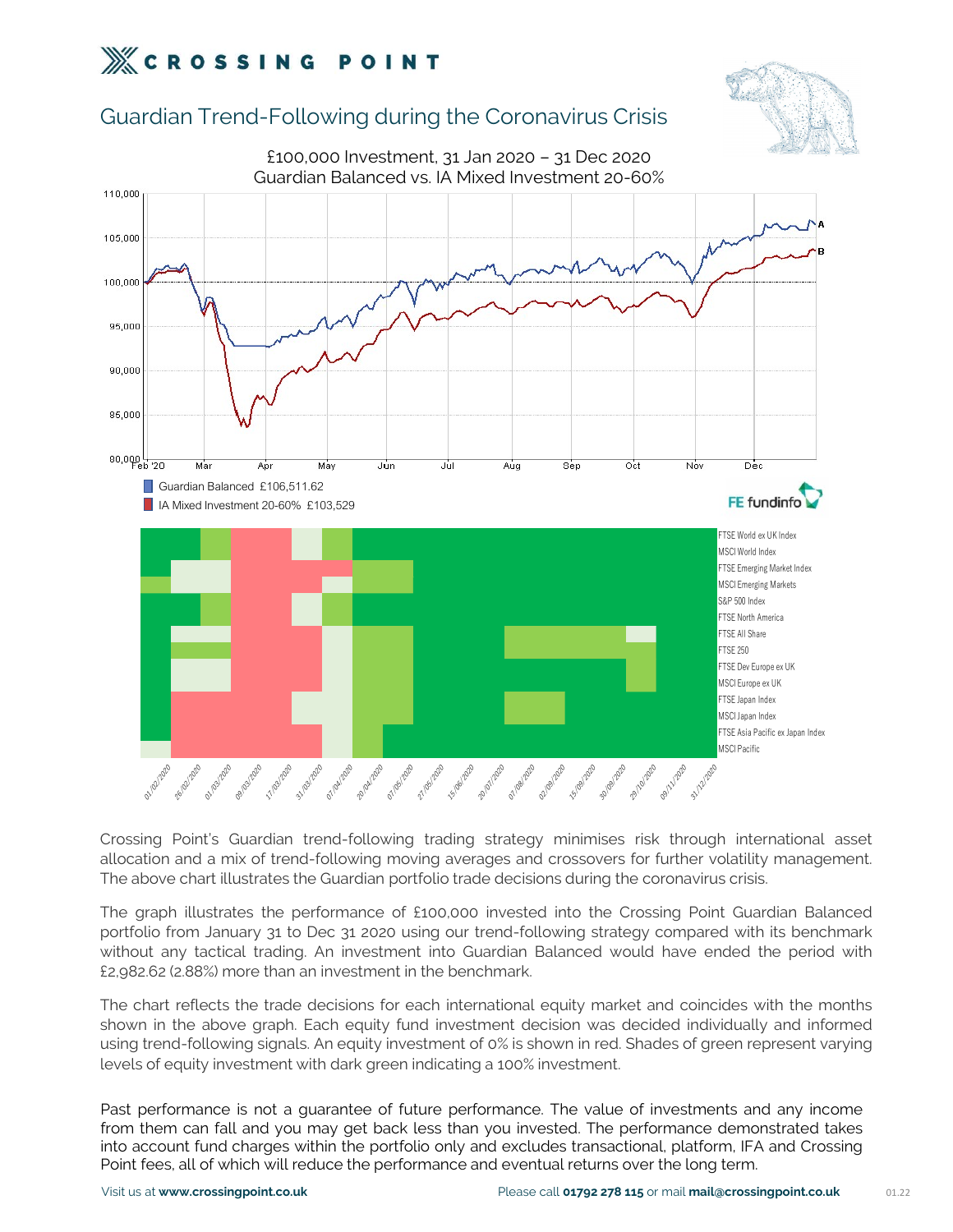# Guardian Trend-Following during the Coronavirus Crisis

£100,000 Investment, 31 Jan 2020 – 31 Dec 2020
Guardian Balanced vs. IA Mixed Investment 20-60%

- Guardian Balanced £106,511.62
- IA Mixed Investment 20-60% £103,529

Crossing Point's Guardian trend-following trading strategy minimises risk through international asset allocation and a mix of trend-following moving averages and crossovers for further volatility management. The above chart illustrates the Guardian portfolio trade decisions during the coronavirus crisis.

The graph illustrates the performance of £100,000 invested into the Crossing Point Guardian Balanced portfolio from January 31 to Dec 31 2020 using our trend-following strategy compared with its benchmark without any tactical trading. An investment into Guardian Balanced would have ended the period with £2,982.62 (2.88%) more than an investment in the benchmark.

The chart reflects the trade decisions for each international equity market and coincides with the months shown in the above graph. Each equity fund investment decision was decided individually and informed using trend-following signals. An equity investment of 0% is shown in red. Shades of green represent varying levels of equity investment with dark green indicating a 100% investment.

Past performance is not a guarantee of future performance. The value of investments and any income from them can fall and you may get back less than you invested. The performance demonstrated takes into account fund charges within the portfolio only and excludes transactional, platform, IFA and Crossing Point fees, all of which will reduce the performance and eventual returns over the long term.

Visit us at **www.crossingpoint.co.uk** Please call **01792 278 115** or mail **mail@crossingpoint.co.uk**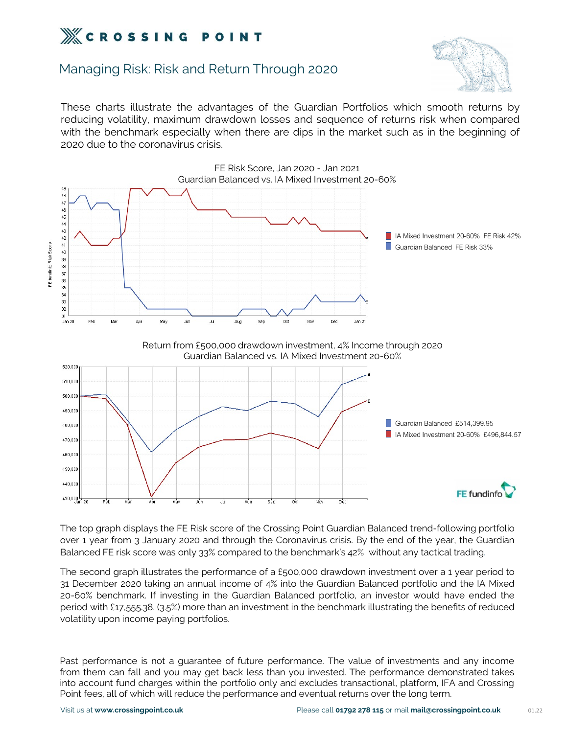# Managing Risk: Risk and Return Through 2020

These charts illustrate the advantages of the Guardian Portfolios which smooth returns by reducing volatility, maximum drawdown losses and sequence of returns risk when compared with the benchmark especially when there are dips in the market such as in the beginning of 2020 due to the coronavirus crisis.

FE Risk Score, Jan 2020 - Jan 2021
Guardian Balanced vs. IA Mixed Investment 20-60%

- IA Mixed Investment 20-60% FE Risk 42%
- Guardian Balanced FE Risk 33%

Return from £500,000 drawdown investment, 4% Income through 2020
Guardian Balanced vs. IA Mixed Investment 20-60%

- Guardian Balanced £514,399.95
- IA Mixed Investment 20-60% £496,844.57

The top graph displays the FE Risk score of the Crossing Point Guardian Balanced trend-following portfolio over 1 year from 3 January 2020 and through the Coronavirus crisis. By the end of the year, the Guardian Balanced FE risk score was only 33% compared to the benchmark's 42% without any tactical trading.

The second graph illustrates the performance of a £500,000 drawdown investment over a 1 year period to 31 December 2020 taking an annual income of 4% into the Guardian Balanced portfolio and the IA Mixed 20-60% benchmark. If investing in the Guardian Balanced portfolio, an investor would have ended the period with £17,555.38. (3.5%) more than an investment in the benchmark illustrating the benefits of reduced volatility upon income paying portfolios.

Past performance is not a guarantee of future performance. The value of investments and any income from them can fall and you may get back less than you invested. The performance demonstrated takes into account fund charges within the portfolio only and excludes transactional, platform, IFA and Crossing Point fees, all of which will reduce the performance and eventual returns over the long term.

Visit us at **www.crossingpoint.co.uk** Please call **01792 278 115** or mail **mail@crossingpoint.co.uk**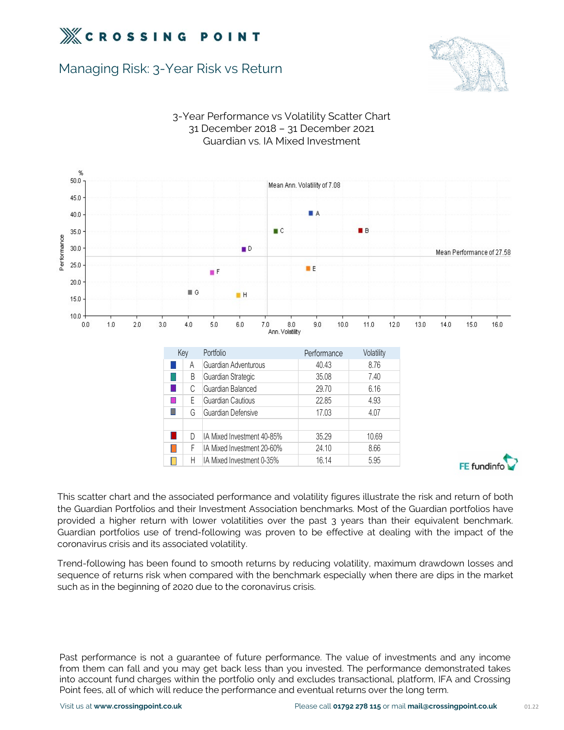# Managing Risk: 3-Year Risk vs Return

3-Year Performance vs Volatility Scatter Chart
31 December 2018 – 31 December 2021
Guardian vs. IA Mixed Investment

| Key | Portfolio | Performance | Volatility |
|---|---|---|---|
| A | Guardian Adventurous | 40.43 | 8.76 |
| B | Guardian Strategic | 35.08 | 7.40 |
| C | Guardian Balanced | 29.70 | 6.16 |
| E | Guardian Cautious | 22.85 | 4.93 |
| G | Guardian Defensive | 17.03 | 4.07 |
| | | | |
| D | IA Mixed Investment 40-85% | 35.29 | 10.69 |
| F | IA Mixed Investment 20-60% | 24.10 | 8.66 |
| H | IA Mixed Investment 0-35% | 16.14 | 5.95 |

This scatter chart and the associated performance and volatility figures illustrate the risk and return of both the Guardian Portfolios and their Investment Association benchmarks. Most of the Guardian portfolios have provided a higher return with lower volatilities over the past 3 years than their equivalent benchmark. Guardian portfolios use of trend-following was proven to be effective at dealing with the impact of the coronavirus crisis and its associated volatility.

Trend-following has been found to smooth returns by reducing volatility, maximum drawdown losses and sequence of returns risk when compared with the benchmark especially when there are dips in the market such as in the beginning of 2020 due to the coronavirus crisis.

Past performance is not a guarantee of future performance. The value of investments and any income from them can fall and you may get back less than you invested. The performance demonstrated takes into account fund charges within the portfolio only and excludes transactional, platform, IFA and Crossing Point fees, all of which will reduce the performance and eventual returns over the long term.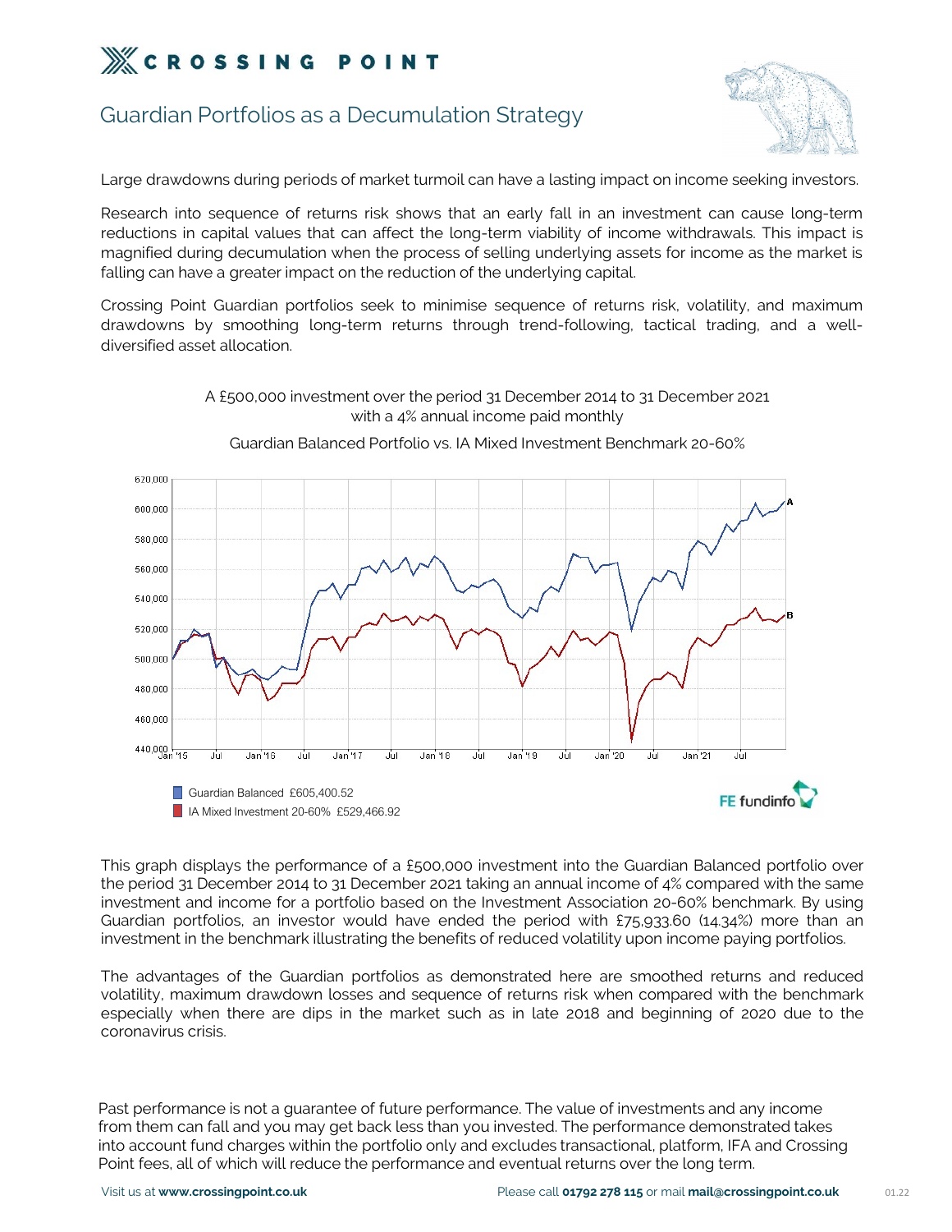# Guardian Portfolios as a Decumulation Strategy

Large drawdowns during periods of market turmoil can have a lasting impact on income seeking investors.

Research into sequence of returns risk shows that an early fall in an investment can cause long-term reductions in capital values that can affect the long-term viability of income withdrawals. This impact is magnified during decumulation when the process of selling underlying assets for income as the market is falling can have a greater impact on the reduction of the underlying capital.

Crossing Point Guardian portfolios seek to minimise sequence of returns risk, volatility, and maximum drawdowns by smoothing long-term returns through trend-following, tactical trading, and a well-diversified asset allocation.

A £500,000 investment over the period 31 December 2014 to 31 December 2021 with a 4% annual income paid monthly

Guardian Balanced Portfolio vs. IA Mixed Investment Benchmark 20-60%

Guardian Balanced £605,400.52

IA Mixed Investment 20-60% £529,466.92

This graph displays the performance of a £500,000 investment into the Guardian Balanced portfolio over the period 31 December 2014 to 31 December 2021 taking an annual income of 4% compared with the same investment and income for a portfolio based on the Investment Association 20-60% benchmark. By using Guardian portfolios, an investor would have ended the period with £75,933.60 (14.34%) more than an investment in the benchmark illustrating the benefits of reduced volatility upon income paying portfolios.

The advantages of the Guardian portfolios as demonstrated here are smoothed returns and reduced volatility, maximum drawdown losses and sequence of returns risk when compared with the benchmark especially when there are dips in the market such as in late 2018 and beginning of 2020 due to the coronavirus crisis.

Past performance is not a guarantee of future performance. The value of investments and any income from them can fall and you may get back less than you invested. The performance demonstrated takes into account fund charges within the portfolio only and excludes transactional, platform, IFA and Crossing Point fees, all of which will reduce the performance and eventual returns over the long term.

Visit us at **www.crossingpoint.co.uk** Please call **01792 278 115** or mail **mail@crossingpoint.co.uk**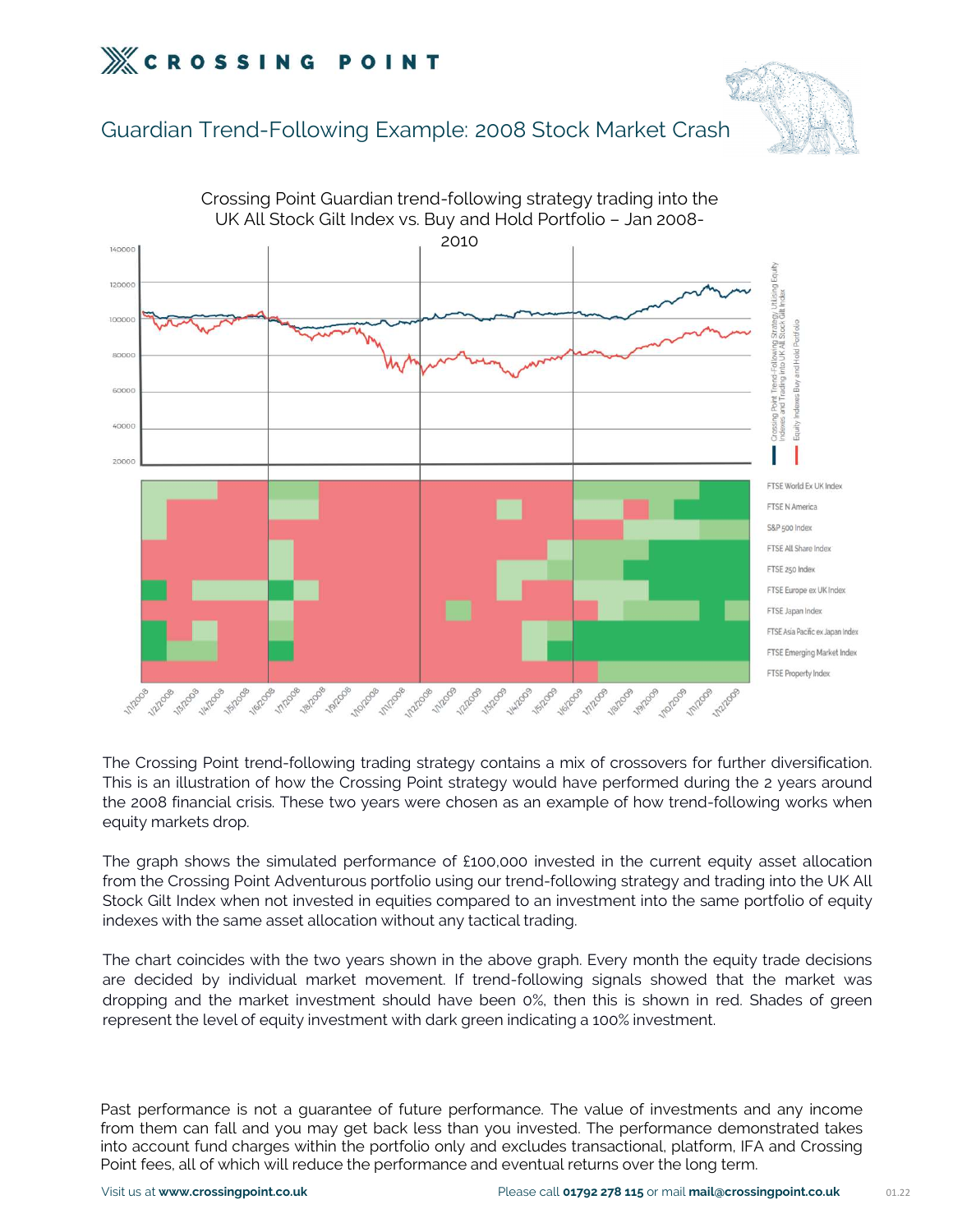# Guardian Trend-Following Example: 2008 Stock Market Crash

Crossing Point Guardian trend-following strategy trading into the UK All Stock Gilt Index vs. Buy and Hold Portfolio – Jan 2008-2010

The Crossing Point trend-following trading strategy contains a mix of crossovers for further diversification. This is an illustration of how the Crossing Point strategy would have performed during the 2 years around the 2008 financial crisis. These two years were chosen as an example of how trend-following works when equity markets drop.

The graph shows the simulated performance of £100,000 invested in the current equity asset allocation from the Crossing Point Adventurous portfolio using our trend-following strategy and trading into the UK All Stock Gilt Index when not invested in equities compared to an investment into the same portfolio of equity indexes with the same asset allocation without any tactical trading.

The chart coincides with the two years shown in the above graph. Every month the equity trade decisions are decided by individual market movement. If trend-following signals showed that the market was dropping and the market investment should have been 0%, then this is shown in red. Shades of green represent the level of equity investment with dark green indicating a 100% investment.

Past performance is not a guarantee of future performance. The value of investments and any income from them can fall and you may get back less than you invested. The performance demonstrated takes into account fund charges within the portfolio only and excludes transactional, platform, IFA and Crossing Point fees, all of which will reduce the performance and eventual returns over the long term.

Visit us at **www.crossingpoint.co.uk** Please call **01792 278 115** or mail **mail@crossingpoint.co.uk**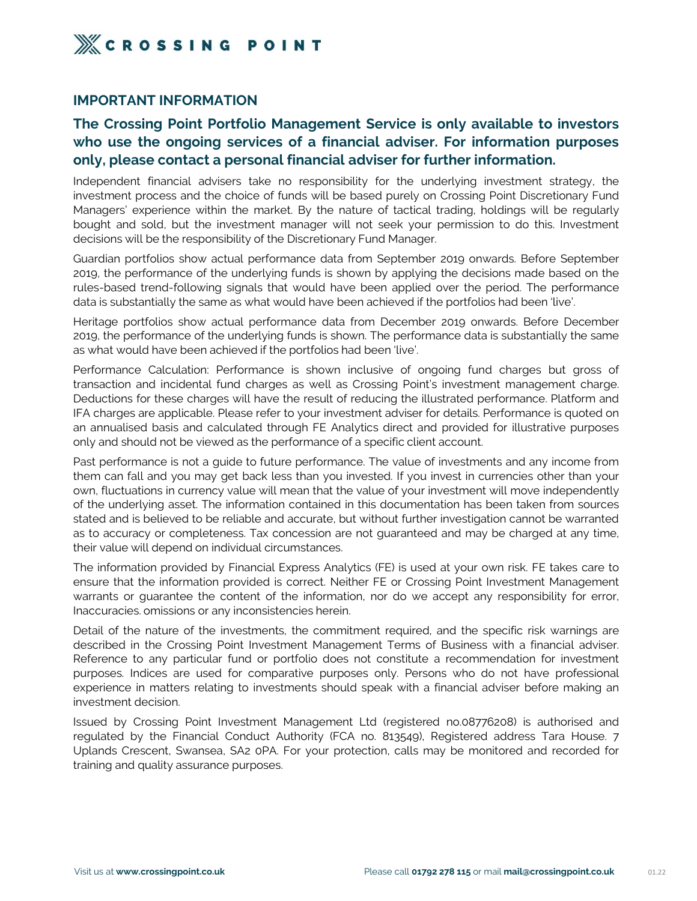## IMPORTANT INFORMATION

### The Crossing Point Portfolio Management Service is only available to investors who use the ongoing services of a financial adviser. For information purposes only, please contact a personal financial adviser for further information.

Independent financial advisers take no responsibility for the underlying investment strategy, the investment process and the choice of funds will be based purely on Crossing Point Discretionary Fund Managers' experience within the market. By the nature of tactical trading, holdings will be regularly bought and sold, but the investment manager will not seek your permission to do this. Investment decisions will be the responsibility of the Discretionary Fund Manager.

Guardian portfolios show actual performance data from September 2019 onwards. Before September 2019, the performance of the underlying funds is shown by applying the decisions made based on the rules-based trend-following signals that would have been applied over the period. The performance data is substantially the same as what would have been achieved if the portfolios had been 'live'.

Heritage portfolios show actual performance data from December 2019 onwards. Before December 2019, the performance of the underlying funds is shown. The performance data is substantially the same as what would have been achieved if the portfolios had been 'live'.

Performance Calculation: Performance is shown inclusive of ongoing fund charges but gross of transaction and incidental fund charges as well as Crossing Point's investment management charge. Deductions for these charges will have the result of reducing the illustrated performance. Platform and IFA charges are applicable. Please refer to your investment adviser for details. Performance is quoted on an annualised basis and calculated through FE Analytics direct and provided for illustrative purposes only and should not be viewed as the performance of a specific client account.

Past performance is not a guide to future performance. The value of investments and any income from them can fall and you may get back less than you invested. If you invest in currencies other than your own, fluctuations in currency value will mean that the value of your investment will move independently of the underlying asset. The information contained in this documentation has been taken from sources stated and is believed to be reliable and accurate, but without further investigation cannot be warranted as to accuracy or completeness. Tax concession are not guaranteed and may be charged at any time, their value will depend on individual circumstances.

The information provided by Financial Express Analytics (FE) is used at your own risk. FE takes care to ensure that the information provided is correct. Neither FE or Crossing Point Investment Management warrants or guarantee the content of the information, nor do we accept any responsibility for error, Inaccuracies. omissions or any inconsistencies herein.

Detail of the nature of the investments, the commitment required, and the specific risk warnings are described in the Crossing Point Investment Management Terms of Business with a financial adviser. Reference to any particular fund or portfolio does not constitute a recommendation for investment purposes. Indices are used for comparative purposes only. Persons who do not have professional experience in matters relating to investments should speak with a financial adviser before making an investment decision.

Issued by Crossing Point Investment Management Ltd (registered no.08776208) is authorised and regulated by the Financial Conduct Authority (FCA no. 813549), Registered address Tara House. 7 Uplands Crescent, Swansea, SA2 0PA. For your protection, calls may be monitored and recorded for training and quality assurance purposes.

Visit us at **www.crossingpoint.co.uk** Please call **01792 278 115** or mail **mail@crossingpoint.co.uk** 01.22